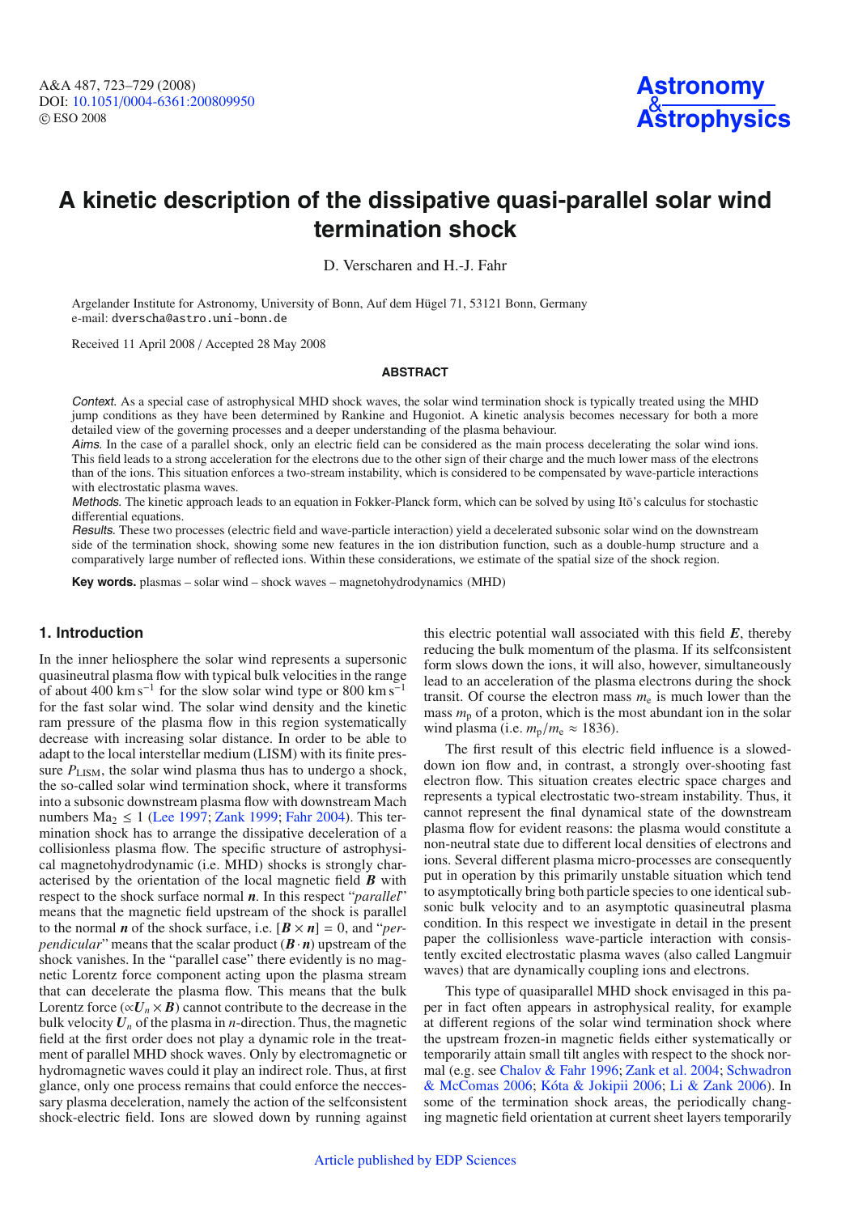# A kinetic description of the dissipative quasi-parallel solar wind termination shock

D. Verscharen and H.-J. Fahr

Argelander Institute for Astronomy, University of Bonn, Auf dem Hügel 71, 53121 Bonn, Germany
e-mail: dverscha@astro.uni-bonn.de

Received 11 April 2008 / Accepted 28 May 2008

## ABSTRACT

*Context.* As a special case of astrophysical MHD shock waves, the solar wind termination shock is typically treated using the MHD jump conditions as they have been determined by Rankine and Hugoniot. A kinetic analysis becomes necessary for both a more detailed view of the governing processes and a deeper understanding of the plasma behaviour.

*Aims.* In the case of a parallel shock, only an electric field can be considered as the main process decelerating the solar wind ions. This field leads to a strong acceleration for the electrons due to the other sign of their charge and the much lower mass of the electrons than of the ions. This situation enforces a two-stream instability, which is considered to be compensated by wave-particle interactions with electrostatic plasma waves.

*Methods.* The kinetic approach leads to an equation in Fokker-Planck form, which can be solved by using Itō's calculus for stochastic differential equations.

*Results.* These two processes (electric field and wave-particle interaction) yield a decelerated subsonic solar wind on the downstream side of the termination shock, showing some new features in the ion distribution function, such as a double-hump structure and a comparatively large number of reflected ions. Within these considerations, we estimate of the spatial size of the shock region.

**Key words.** plasmas – solar wind – shock waves – magnetohydrodynamics (MHD)

## 1. Introduction

In the inner heliosphere the solar wind represents a supersonic quasineutral plasma flow with typical bulk velocities in the range of about 400 km s$^{-1}$ for the slow solar wind type or 800 km s$^{-1}$ for the fast solar wind. The solar wind density and the kinetic ram pressure of the plasma flow in this region systematically decrease with increasing solar distance. In order to be able to adapt to the local interstellar medium (LISM) with its finite pressure $P_{\mathrm{LISM}}$, the solar wind plasma thus has to undergo a shock, the so-called solar wind termination shock, where it transforms into a subsonic downstream plasma flow with downstream Mach numbers $\mathrm{Ma}_2 \leq 1$ (Lee 1997; Zank 1999; Fahr 2004). This termination shock has to arrange the dissipative deceleration of a collisionless plasma flow. The specific structure of astrophysical magnetohydrodynamic (i.e. MHD) shocks is strongly characterised by the orientation of the local magnetic field $\boldsymbol{B}$ with respect to the shock surface normal $\boldsymbol{n}$. In this respect "*parallel*" means that the magnetic field upstream of the shock is parallel to the normal $\boldsymbol{n}$ of the shock surface, i.e. $[\boldsymbol{B} \times \boldsymbol{n}] = 0$, and "*perpendicular*" means that the scalar product $(\boldsymbol{B} \cdot \boldsymbol{n})$ upstream of the shock vanishes. In the "parallel case" there evidently is no magnetic Lorentz force component acting upon the plasma stream that can decelerate the plasma flow. This means that the bulk Lorentz force ($\propto \boldsymbol{U}_n \times \boldsymbol{B}$) cannot contribute to the decrease in the bulk velocity $\boldsymbol{U}_n$ of the plasma in $n$-direction. Thus, the magnetic field at the first order does not play a dynamic role in the treatment of parallel MHD shock waves. Only by electromagnetic or hydromagnetic waves could it play an indirect role. Thus, at first glance, only one process remains that could enforce the neccessary plasma deceleration, namely the action of the selfconsistent shock-electric field. Ions are slowed down by running against this electric potential wall associated with this field $\boldsymbol{E}$, thereby reducing the bulk momentum of the plasma. If its selfconsistent form slows down the ions, it will also, however, simultaneously lead to an acceleration of the plasma electrons during the shock transit. Of course the electron mass $m_{\mathrm{e}}$ is much lower than the mass $m_{\mathrm{p}}$ of a proton, which is the most abundant ion in the solar wind plasma (i.e. $m_{\mathrm{p}}/m_{\mathrm{e}} \approx 1836$).

The first result of this electric field influence is a slowed-down ion flow and, in contrast, a strongly over-shooting fast electron flow. This situation creates electric space charges and represents a typical electrostatic two-stream instability. Thus, it cannot represent the final dynamical state of the downstream plasma flow for evident reasons: the plasma would constitute a non-neutral state due to different local densities of electrons and ions. Several different plasma micro-processes are consequently put in operation by this primarily unstable situation which tend to asymptotically bring both particle species to one identical subsonic bulk velocity and to an asymptotic quasineutral plasma condition. In this respect we investigate in detail in the present paper the collisionless wave-particle interaction with consistently excited electrostatic plasma waves (also called Langmuir waves) that are dynamically coupling ions and electrons.

This type of quasiparallel MHD shock envisaged in this paper in fact often appears in astrophysical reality, for example at different regions of the solar wind termination shock where the upstream frozen-in magnetic fields either systematically or temporarily attain small tilt angles with respect to the shock normal (e.g. see Chalov & Fahr 1996; Zank et al. 2004; Schwadron & McComas 2006; Kóta & Jokipii 2006; Li & Zank 2006). In some of the termination shock areas, the periodically changing magnetic field orientation at current sheet layers temporarily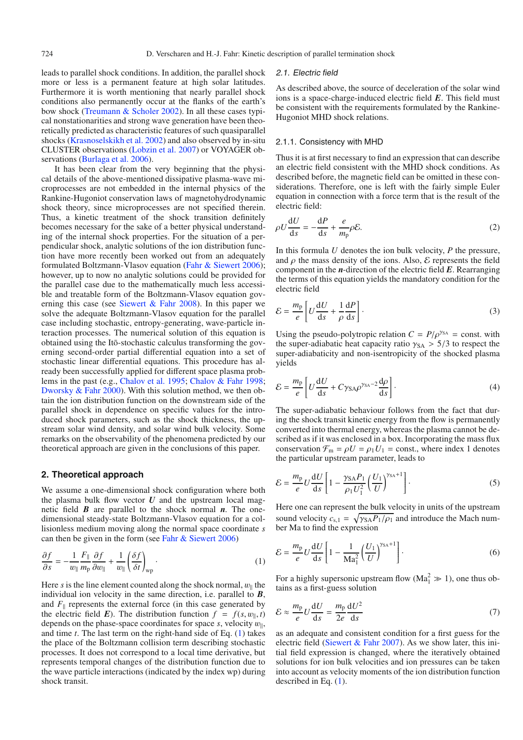leads to parallel shock conditions. In addition, the parallel shock more or less is a permanent feature at high solar latitudes. Furthermore it is worth mentioning that nearly parallel shock conditions also permanently occur at the flanks of the earth's bow shock (Treumann & Scholer 2002). In all these cases typical nonstationarities and strong wave generation have been theoretically predicted as characteristic features of such quasiparallel shocks (Krasnoselskikh et al. 2002) and also observed by in-situ CLUSTER observations (Lobzin et al. 2007) or VOYAGER observations (Burlaga et al. 2006).

It has been clear from the very beginning that the physical details of the above-mentioned dissipative plasma-wave microprocesses are not embedded in the internal physics of the Rankine-Hugoniot conservation laws of magnetohydrodynamic shock theory, since microprocesses are not specified therein. Thus, a kinetic treatment of the shock transition definitely becomes necessary for the sake of a better physical understanding of the internal shock properties. For the situation of a perpendicular shock, analytic solutions of the ion distribution function have more recently been worked out from an adequately formulated Boltzmann-Vlasov equation (Fahr & Siewert 2006); however, up to now no analytic solutions could be provided for the parallel case due to the mathematically much less accessible and treatable form of the Boltzmann-Vlasov equation governing this case (see Siewert & Fahr 2008). In this paper we solve the adequate Boltzmann-Vlasov equation for the parallel case including stochastic, entropy-generating, wave-particle interaction processes. The numerical solution of this equation is obtained using the Itō-stochastic calculus transforming the governing second-order partial differential equation into a set of stochastic linear differential equations. This procedure has already been successfully applied for different space plasma problems in the past (e.g., Chalov et al. 1995; Chalov & Fahr 1998; Dworsky & Fahr 2000). With this solution method, we then obtain the ion distribution function on the downstream side of the parallel shock in dependence on specific values for the introduced shock parameters, such as the shock thickness, the upstream solar wind density, and solar wind bulk velocity. Some remarks on the observability of the phenomena predicted by our theoretical approach are given in the conclusions of this paper.

## 2. Theoretical approach

We assume a one-dimensional shock configuration where both the plasma bulk flow vector $\boldsymbol{U}$ and the upstream local magnetic field $\boldsymbol{B}$ are parallel to the shock normal $\boldsymbol{n}$. The one-dimensional steady-state Boltzmann-Vlasov equation for a collisionless medium moving along the normal space coordinate $s$ can then be given in the form (see Fahr & Siewert 2006)

$$\frac{\partial f}{\partial s} = -\frac{1}{w_{\|}}\frac{F_{\|}}{m_{\mathrm{p}}}\frac{\partial f}{\partial w_{\|}} + \frac{1}{w_{\|}}\left(\frac{\delta f}{\delta t}\right)_{\mathrm{wp}}. \tag{1}$$

Here $s$ is the line element counted along the shock normal, $w_{\|}$ the individual ion velocity in the same direction, i.e. parallel to $\boldsymbol{B}$, and $F_{\|}$ represents the external force (in this case generated by the electric field $\boldsymbol{E}$). The distribution function $f = f(s, w_{\|}, t)$ depends on the phase-space coordinates for space $s$, velocity $w_{\|}$, and time $t$. The last term on the right-hand side of Eq. (1) takes the place of the Boltzmann collision term describing stochastic processes. It does not correspond to a local time derivative, but represents temporal changes of the distribution function due to the wave particle interactions (indicated by the index wp) during shock transit.

### 2.1. *Electric field*

As described above, the source of deceleration of the solar wind ions is a space-charge-induced electric field $\boldsymbol{E}$. This field must be consistent with the requirements formulated by the Rankine-Hugoniot MHD shock relations.

#### 2.1.1. Consistency with MHD

Thus it is at first necessary to find an expression that can describe an electric field consistent with the MHD shock conditions. As described before, the magnetic field can be omitted in these considerations. Therefore, one is left with the fairly simple Euler equation in connection with a force term that is the result of the electric field:

$$\rho U \frac{\mathrm{d}U}{\mathrm{d}s} = -\frac{\mathrm{d}P}{\mathrm{d}s} + \frac{e}{m_{\mathrm{p}}}\rho\mathcal{E}. \tag{2}$$

In this formula $U$ denotes the ion bulk velocity, $P$ the pressure, and $\rho$ the mass density of the ions. Also, $\mathcal{E}$ represents the field component in the $\boldsymbol{n}$-direction of the electric field $\boldsymbol{E}$. Rearranging the terms of this equation yields the mandatory condition for the electric field

$$\mathcal{E} = \frac{m_{\mathrm{p}}}{e}\left[U\frac{\mathrm{d}U}{\mathrm{d}s} + \frac{1}{\rho}\frac{\mathrm{d}P}{\mathrm{d}s}\right]. \tag{3}$$

Using the pseudo-polytropic relation $C = P/\rho^{\gamma_{\mathrm{SA}}} = \text{const.}$ with the super-adiabatic heat capacity ratio $\gamma_{\mathrm{SA}} > 5/3$ to respect the super-adiabaticity and non-isentropicity of the shocked plasma yields

$$\mathcal{E} = \frac{m_{\mathrm{p}}}{e}\left[U\frac{\mathrm{d}U}{\mathrm{d}s} + C\gamma_{\mathrm{SA}}\rho^{\gamma_{\mathrm{SA}}-2}\frac{\mathrm{d}\rho}{\mathrm{d}s}\right]. \tag{4}$$

The super-adiabatic behaviour follows from the fact that during the shock transit kinetic energy from the flow is permanently converted into thermal energy, whereas the plasma cannot be described as if it was enclosed in a box. Incorporating the mass flux conservation $\mathcal{F}_{\mathrm{m}} = \rho U = \rho_1 U_1 = \text{const.}$, where index 1 denotes the particular upstream parameter, leads to

$$\mathcal{E} = \frac{m_{\mathrm{p}}}{e}U\frac{\mathrm{d}U}{\mathrm{d}s}\left[1 - \frac{\gamma_{\mathrm{SA}}P_1}{\rho_1 U_1^2}\left(\frac{U_1}{U}\right)^{\gamma_{\mathrm{SA}}+1}\right]. \tag{5}$$

Here one can represent the bulk velocity in units of the upstream sound velocity $c_{\mathrm{s},1} = \sqrt{\gamma_{\mathrm{SA}}P_1/\rho_1}$ and introduce the Mach number Ma to find the expression

$$\mathcal{E} = \frac{m_{\mathrm{p}}}{e}U\frac{\mathrm{d}U}{\mathrm{d}s}\left[1 - \frac{1}{\mathrm{Ma}_1^2}\left(\frac{U_1}{U}\right)^{\gamma_{\mathrm{SA}}+1}\right]. \tag{6}$$

For a highly supersonic upstream flow ($\mathrm{Ma}_1^2 \gg 1$), one thus obtains as a first-guess solution

$$\mathcal{E} \approx \frac{m_{\mathrm{p}}}{e}U\frac{\mathrm{d}U}{\mathrm{d}s} = \frac{m_{\mathrm{p}}}{2e}\frac{\mathrm{d}U^2}{\mathrm{d}s} \tag{7}$$

as an adequate and consistent condition for a first guess for the electric field (Siewert & Fahr 2007). As we show later, this initial field expression is changed, where the iteratively obtained solutions for ion bulk velocities and ion pressures can be taken into account as velocity moments of the ion distribution function described in Eq. (1).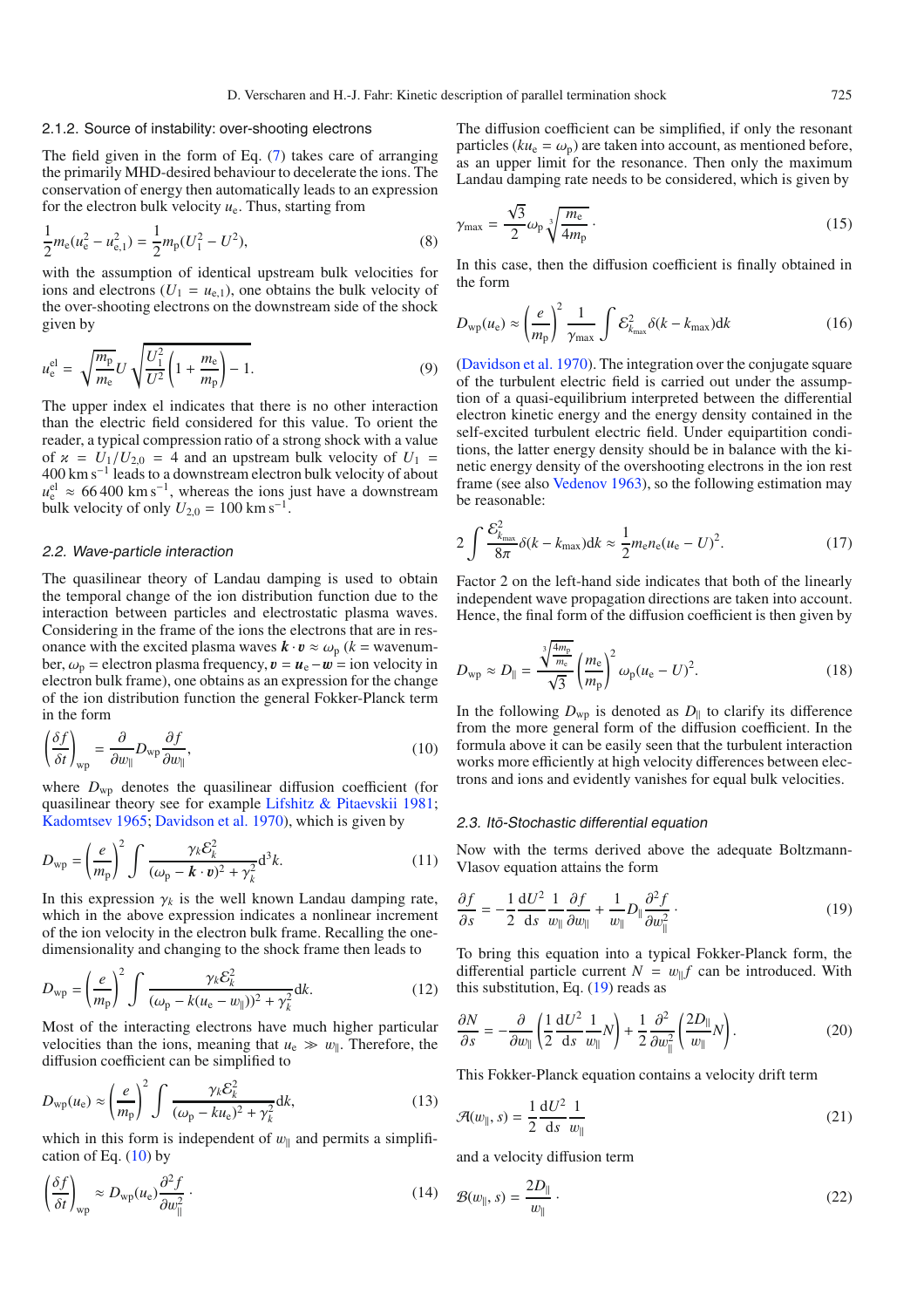#### 2.1.2. Source of instability: over-shooting electrons

The field given in the form of Eq. (7) takes care of arranging the primarily MHD-desired behaviour to decelerate the ions. The conservation of energy then automatically leads to an expression for the electron bulk velocity $u_e$. Thus, starting from

$$\frac{1}{2}m_e(u_e^2 - u_{e,1}^2) = \frac{1}{2}m_p(U_1^2 - U^2), \tag{8}$$

with the assumption of identical upstream bulk velocities for ions and electrons ($U_1 = u_{e,1}$), one obtains the bulk velocity of the over-shooting electrons on the downstream side of the shock given by

$$u_e^{el} = \sqrt{\frac{m_p}{m_e}}U\sqrt{\frac{U_1^2}{U^2}\left(1+\frac{m_e}{m_p}\right)-1}. \tag{9}$$

The upper index el indicates that there is no other interaction than the electric field considered for this value. To orient the reader, a typical compression ratio of a strong shock with a value of $\varkappa = U_1/U_{2,0} = 4$ and an upstream bulk velocity of $U_1 = 400\,\mathrm{km\,s^{-1}}$ leads to a downstream electron bulk velocity of about $u_e^{el} \approx 66\,400\,\mathrm{km\,s^{-1}}$, whereas the ions just have a downstream bulk velocity of only $U_{2,0} = 100\,\mathrm{km\,s^{-1}}$.

### 2.2. Wave-particle interaction

The quasilinear theory of Landau damping is used to obtain the temporal change of the ion distribution function due to the interaction between particles and electrostatic plasma waves. Considering in the frame of the ions the electrons that are in resonance with the excited plasma waves $\boldsymbol{k}\cdot\boldsymbol{v} \approx \omega_p$ ($k$ = wavenumber, $\omega_p$ = electron plasma frequency, $\boldsymbol{v} = \boldsymbol{u}_e - \boldsymbol{w}$ = ion velocity in electron bulk frame), one obtains as an expression for the change of the ion distribution function the general Fokker-Planck term in the form

$$\left(\frac{\delta f}{\delta t}\right)_{wp} = \frac{\partial}{\partial w_\parallel}D_{wp}\frac{\partial f}{\partial w_\parallel}, \tag{10}$$

where $D_{wp}$ denotes the quasilinear diffusion coefficient (for quasilinear theory see for example Lifshitz & Pitaevskii 1981; Kadomtsev 1965; Davidson et al. 1970), which is given by

$$D_{wp} = \left(\frac{e}{m_p}\right)^2 \int \frac{\gamma_k \mathcal{E}_k^2}{(\omega_p - \boldsymbol{k}\cdot\boldsymbol{v})^2 + \gamma_k^2}\mathrm{d}^3k. \tag{11}$$

In this expression $\gamma_k$ is the well known Landau damping rate, which in the above expression indicates a nonlinear increment of the ion velocity in the electron bulk frame. Recalling the one-dimensionality and changing to the shock frame then leads to

$$D_{wp} = \left(\frac{e}{m_p}\right)^2 \int \frac{\gamma_k \mathcal{E}_k^2}{(\omega_p - k(u_e - w_\parallel))^2 + \gamma_k^2}\mathrm{d}k. \tag{12}$$

Most of the interacting electrons have much higher particular velocities than the ions, meaning that $u_e \gg w_\parallel$. Therefore, the diffusion coefficient can be simplified to

$$D_{wp}(u_e) \approx \left(\frac{e}{m_p}\right)^2 \int \frac{\gamma_k \mathcal{E}_k^2}{(\omega_p - ku_e)^2 + \gamma_k^2}\mathrm{d}k, \tag{13}$$

which in this form is independent of $w_\parallel$ and permits a simplification of Eq. (10) by

$$\left(\frac{\delta f}{\delta t}\right)_{wp} \approx D_{wp}(u_e)\frac{\partial^2 f}{\partial w_\parallel^2}\cdot \tag{14}$$

The diffusion coefficient can be simplified, if only the resonant particles ($ku_e = \omega_p$) are taken into account, as mentioned before, as an upper limit for the resonance. Then only the maximum Landau damping rate needs to be considered, which is given by

$$\gamma_{max} = \frac{\sqrt{3}}{2}\omega_p\sqrt[3]{\frac{m_e}{4m_p}}\cdot \tag{15}$$

In this case, then the diffusion coefficient is finally obtained in the form

$$D_{wp}(u_e) \approx \left(\frac{e}{m_p}\right)^2 \frac{1}{\gamma_{max}}\int \mathcal{E}_{k_{max}}^2 \delta(k - k_{max})\mathrm{d}k \tag{16}$$

(Davidson et al. 1970). The integration over the conjugate square of the turbulent electric field is carried out under the assumption of a quasi-equilibrium interpreted between the differential electron kinetic energy and the energy density contained in the self-excited turbulent electric field. Under equipartition conditions, the latter energy density should be in balance with the kinetic energy density of the overshooting electrons in the ion rest frame (see also Vedenov 1963), so the following estimation may be reasonable:

$$2\int \frac{\mathcal{E}_{k_{max}}^2}{8\pi}\delta(k-k_{max})\mathrm{d}k \approx \frac{1}{2}m_e n_e(u_e - U)^2. \tag{17}$$

Factor 2 on the left-hand side indicates that both of the linearly independent wave propagation directions are taken into account. Hence, the final form of the diffusion coefficient is then given by

$$D_{wp} \approx D_\parallel = \frac{\sqrt[3]{\frac{4m_p}{m_e}}}{\sqrt{3}}\left(\frac{m_e}{m_p}\right)^2 \omega_p(u_e - U)^2. \tag{18}$$

In the following $D_{wp}$ is denoted as $D_\parallel$ to clarify its difference from the more general form of the diffusion coefficient. In the formula above it can be easily seen that the turbulent interaction works more efficiently at high velocity differences between electrons and ions and evidently vanishes for equal bulk velocities.

### 2.3. Itō-Stochastic differential equation

Now with the terms derived above the adequate Boltzmann-Vlasov equation attains the form

$$\frac{\partial f}{\partial s} = -\frac{1}{2}\frac{\mathrm{d}U^2}{\mathrm{d}s}\frac{1}{w_\parallel}\frac{\partial f}{\partial w_\parallel} + \frac{1}{w_\parallel}D_\parallel\frac{\partial^2 f}{\partial w_\parallel^2}\cdot \tag{19}$$

To bring this equation into a typical Fokker-Planck form, the differential particle current $N = w_\parallel f$ can be introduced. With this substitution, Eq. (19) reads as

$$\frac{\partial N}{\partial s} = -\frac{\partial}{\partial w_\parallel}\left(\frac{1}{2}\frac{\mathrm{d}U^2}{\mathrm{d}s}\frac{1}{w_\parallel}N\right) + \frac{1}{2}\frac{\partial^2}{\partial w_\parallel^2}\left(\frac{2D_\parallel}{w_\parallel}N\right). \tag{20}$$

This Fokker-Planck equation contains a velocity drift term

$$\mathcal{A}(w_\parallel, s) = \frac{1}{2}\frac{\mathrm{d}U^2}{\mathrm{d}s}\frac{1}{w_\parallel} \tag{21}$$

and a velocity diffusion term

$$\mathcal{B}(w_\parallel, s) = \frac{2D_\parallel}{w_\parallel}\cdot \tag{22}$$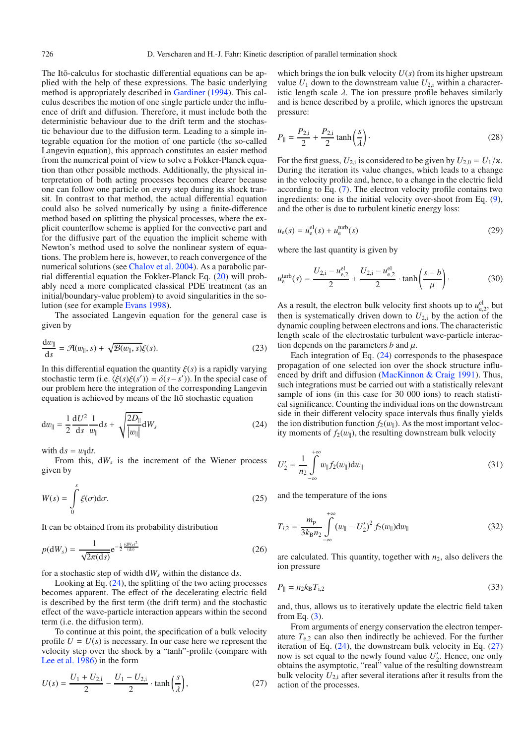The Itō-calculus for stochastic differential equations can be applied with the help of these expressions. The basic underlying method is appropriately described in Gardiner (1994). This calculus describes the motion of one single particle under the influence of drift and diffusion. Therefore, it must include both the deterministic behaviour due to the drift term and the stochastic behaviour due to the diffusion term. Leading to a simple integrable equation for the motion of one particle (the so-called Langevin equation), this approach constitutes an easier method from the numerical point of view to solve a Fokker-Planck equation than other possible methods. Additionally, the physical interpretation of both acting processes becomes clearer because one can follow one particle on every step during its shock transit. In contrast to that method, the actual differential equation could also be solved numerically by using a finite-difference method based on splitting the physical processes, where the explicit counterflow scheme is applied for the convective part and for the diffusive part of the equation the implicit scheme with Newton's method used to solve the nonlinear system of equations. The problem here is, however, to reach convergence of the numerical solutions (see Chalov et al. 2004). As a parabolic partial differential equation the Fokker-Planck Eq. (20) will probably need a more complicated classical PDE treatment (as an initial/boundary-value problem) to avoid singularities in the solution (see for example Evans 1998).

The associated Langevin equation for the general case is given by

$$\frac{\mathrm{d}w_{\|}}{\mathrm{d}s} = \mathcal{A}(w_{\|}, s) + \sqrt{\mathcal{B}(w_{\|}, s)}\xi(s). \tag{23}$$

In this differential equation the quantity $\xi(s)$ is a rapidly varying stochastic term (i.e. $\langle \xi(s)\xi(s')\rangle = \delta(s-s')$). In the special case of our problem here the integration of the corresponding Langevin equation is achieved by means of the Itō stochastic equation

$$\mathrm{d}w_{\|} = \frac{1}{2}\frac{\mathrm{d}U^2}{\mathrm{d}s}\frac{1}{w_{\|}}\mathrm{d}s + \sqrt{\frac{2D_{\|}}{|w_{\|}|}}\mathrm{d}W_s \tag{24}$$

with $\mathrm{d}s = w_{\|}\mathrm{d}t$.

From this, $\mathrm{d}W_s$ is the increment of the Wiener process given by

$$W(s) = \int_0^s \xi(\sigma)\mathrm{d}\sigma. \tag{25}$$

It can be obtained from its probability distribution

$$p(\mathrm{d}W_s) = \frac{1}{\sqrt{2\pi(\mathrm{d}s)}}\mathrm{e}^{-\frac{1}{2}\frac{(\mathrm{d}W_s)^2}{(\mathrm{d}s)}} \tag{26}$$

for a stochastic step of width $\mathrm{d}W_s$ within the distance $\mathrm{d}s$.

Looking at Eq. (24), the splitting of the two acting processes becomes apparent. The effect of the decelerating electric field is described by the first term (the drift term) and the stochastic effect of the wave-particle interaction appears within the second term (i.e. the diffusion term).

To continue at this point, the specification of a bulk velocity profile $U = U(s)$ is necessary. In our case here we represent the velocity step over the shock by a "tanh"-profile (compare with Lee et al. 1986) in the form

$$U(s) = \frac{U_1 + U_{2,\mathrm{i}}}{2} - \frac{U_1 - U_{2,\mathrm{i}}}{2}\cdot\tanh\left(\frac{s}{\lambda}\right), \tag{27}$$

which brings the ion bulk velocity $U(s)$ from its higher upstream value $U_1$ down to the downstream value $U_{2,\mathrm{i}}$ within a characteristic length scale $\lambda$. The ion pressure profile behaves similarly and is hence described by a profile, which ignores the upstream pressure:

$$P_{\|} = \frac{P_{2,\mathrm{i}}}{2} + \frac{P_{2,\mathrm{i}}}{2}\tanh\left(\frac{s}{\lambda}\right)\cdot \tag{28}$$

For the first guess, $U_{2,\mathrm{i}}$ is considered to be given by $U_{2,0} = U_1/\varkappa$. During the iteration its value changes, which leads to a change in the velocity profile and, hence, to a change in the electric field according to Eq. (7). The electron velocity profile contains two ingredients: one is the initial velocity over-shoot from Eq. (9), and the other is due to turbulent kinetic energy loss:

$$u_{\mathrm{e}}(s) = u_{\mathrm{e}}^{\mathrm{el}}(s) + u_{\mathrm{e}}^{\mathrm{turb}}(s) \tag{29}$$

where the last quantity is given by

$$u_{\mathrm{e}}^{\mathrm{turb}}(s) = \frac{U_{2,\mathrm{i}} - u_{\mathrm{e},2}^{\mathrm{el}}}{2} + \frac{U_{2,\mathrm{i}} - u_{\mathrm{e},2}^{\mathrm{el}}}{2}\cdot\tanh\left(\frac{s-b}{\mu}\right)\cdot \tag{30}$$

As a result, the electron bulk velocity first shoots up to $u_{\mathrm{e},2}^{\mathrm{el}}$, but then is systematically driven down to $U_{2,\mathrm{i}}$ by the action of the dynamic coupling between electrons and ions. The characteristic length scale of the electrostatic turbulent wave-particle interaction depends on the parameters $b$ and $\mu$.

Each integration of Eq. (24) corresponds to the phasespace propagation of one selected ion over the shock structure influenced by drift and diffusion (MacKinnon & Craig 1991). Thus, such integrations must be carried out with a statistically relevant sample of ions (in this case for 30 000 ions) to reach statistical significance. Counting the individual ions on the downstream side in their different velocity space intervals thus finally yields the ion distribution function $f_2(w_{\|})$. As the most important velocity moments of $f_2(w_{\|})$, the resulting downstream bulk velocity

$$U_2' = \frac{1}{n_2}\int_{-\infty}^{+\infty} w_{\|} f_2(w_{\|})\mathrm{d}w_{\|} \tag{31}$$

and the temperature of the ions

$$T_{i,2} = \frac{m_{\mathrm{p}}}{3k_{\mathrm{B}}n_2}\int_{-\infty}^{+\infty}\left(w_{\|} - U_2'\right)^2 f_2(w_{\|})\mathrm{d}w_{\|} \tag{32}$$

are calculated. This quantity, together with $n_2$, also delivers the ion pressure

$$P_{\|} = n_2 k_{\mathrm{B}} T_{\mathrm{i},2} \tag{33}$$

and, thus, allows us to iteratively update the electric field taken from Eq. (3).

From arguments of energy conservation the electron temperature $T_{\mathrm{e},2}$ can also then indirectly be achieved. For the further iteration of Eq. (24), the downstream bulk velocity in Eq. (27) now is set equal to the newly found value $U_2'$. Hence, one only obtains the asymptotic, "real" value of the resulting downstream bulk velocity $U_{2,\mathrm{i}}$ after several iterations after it results from the action of the processes.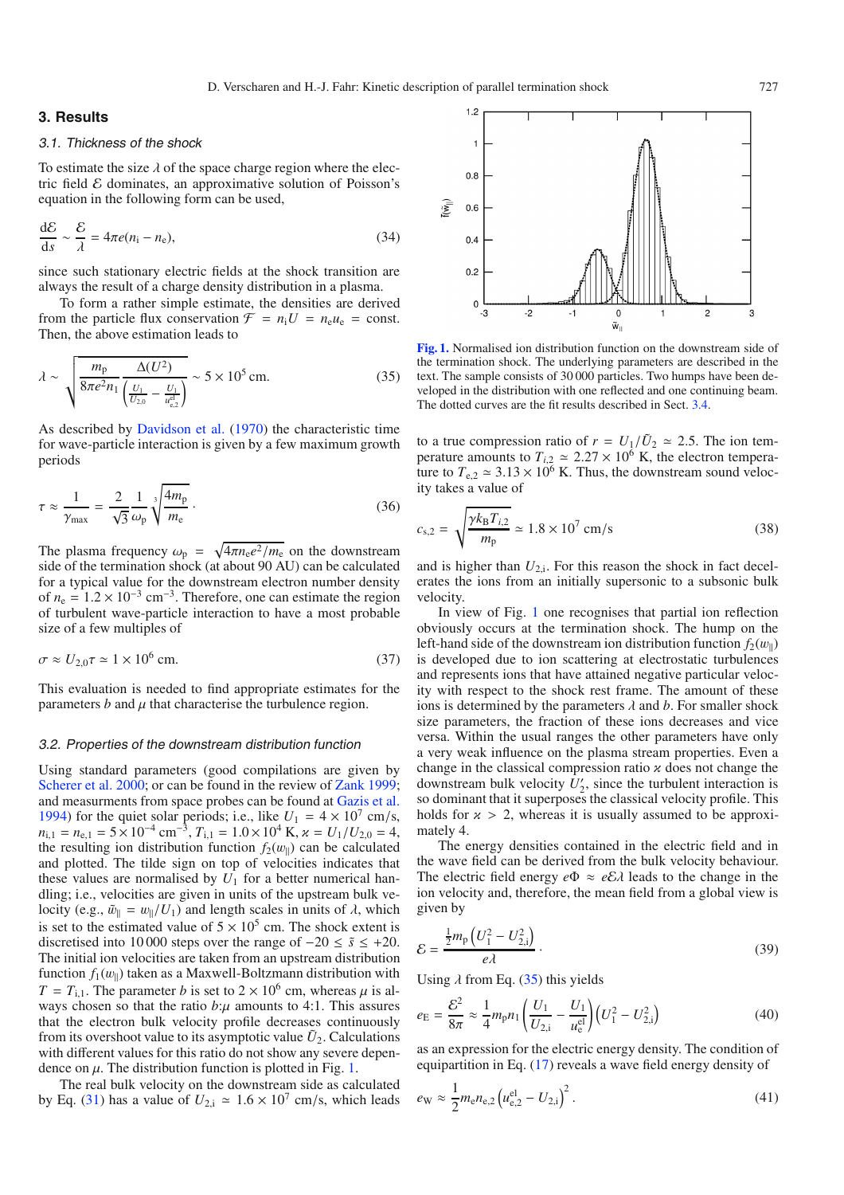## 3. Results

### 3.1. Thickness of the shock

To estimate the size $\lambda$ of the space charge region where the electric field $\mathcal{E}$ dominates, an approximative solution of Poisson's equation in the following form can be used,

$$\frac{\mathrm{d}\mathcal{E}}{\mathrm{d}s} \sim \frac{\mathcal{E}}{\lambda} = 4\pi e(n_\mathrm{i} - n_\mathrm{e}), \tag{34}$$

since such stationary electric fields at the shock transition are always the result of a charge density distribution in a plasma.

To form a rather simple estimate, the densities are derived from the particle flux conservation $\mathcal{F} = n_\mathrm{i} U = n_\mathrm{e} u_\mathrm{e} =$ const. Then, the above estimation leads to

$$\lambda \sim \sqrt{\frac{m_\mathrm{p}}{8\pi e^2 n_1} \frac{\Delta(U^2)}{\left(\frac{U_1}{U_{2,0}} - \frac{U_1}{u^\mathrm{el}_{\mathrm{e},2}}\right)}} \sim 5\times 10^5\ \mathrm{cm}. \tag{35}$$

As described by Davidson et al. (1970) the characteristic time for wave-particle interaction is given by a few maximum growth periods

$$\tau \approx \frac{1}{\gamma_\mathrm{max}} = \frac{2}{\sqrt{3}} \frac{1}{\omega_\mathrm{p}} \sqrt[3]{\frac{4m_\mathrm{p}}{m_\mathrm{e}}}. \tag{36}$$

The plasma frequency $\omega_\mathrm{p} = \sqrt{4\pi n_\mathrm{e} e^2/m_\mathrm{e}}$ on the downstream side of the termination shock (at about 90 AU) can be calculated for a typical value for the downstream electron number density of $n_\mathrm{e} = 1.2\times 10^{-3}\ \mathrm{cm}^{-3}$. Therefore, one can estimate the region of turbulent wave-particle interaction to have a most probable size of a few multiples of

$$\sigma \approx U_{2,0}\tau \simeq 1\times 10^6\ \mathrm{cm}. \tag{37}$$

This evaluation is needed to find appropriate estimates for the parameters $b$ and $\mu$ that characterise the turbulence region.

### 3.2. Properties of the downstream distribution function

Using standard parameters (good compilations are given by Scherer et al. 2000; or can be found in the review of Zank 1999; and measurments from space probes can be found at Gazis et al. 1994) for the quiet solar periods; i.e., like $U_1 = 4\times 10^7$ cm/s, $n_{\mathrm{i},1} = n_{\mathrm{e},1} = 5\times 10^{-4}\ \mathrm{cm}^{-3}$, $T_{\mathrm{i},1} = 1.0\times 10^4$ K, $\varkappa = U_1/U_{2,0} = 4$, the resulting ion distribution function $f_2(w_\parallel)$ can be calculated and plotted. The tilde sign on top of velocities indicates that these values are normalised by $U_1$ for a better numerical handling; i.e., velocities are given in units of the upstream bulk velocity (e.g., $\tilde{w}_\parallel = w_\parallel/U_1$) and length scales in units of $\lambda$, which is set to the estimated value of $5\times 10^5$ cm. The shock extent is discretised into 10 000 steps over the range of $-20 \le \tilde{s} \le +20$. The initial ion velocities are taken from an upstream distribution function $f_1(w_\parallel)$ taken as a Maxwell-Boltzmann distribution with $T = T_{\mathrm{i},1}$. The parameter $b$ is set to $2\times 10^6$ cm, whereas $\mu$ is always chosen so that the ratio $b$:$\mu$ amounts to 4:1. This assures that the electron bulk velocity profile decreases continuously from its overshoot value to its asymptotic value $\tilde{U}_2$. Calculations with different values for this ratio do not show any severe dependence on $\mu$. The distribution function is plotted in Fig. 1.

The real bulk velocity on the downstream side as calculated by Eq. (31) has a value of $U_{2,\mathrm{i}} \simeq 1.6\times 10^7$ cm/s, which leads to a true compression ratio of $r = U_1/\tilde{U}_2 \simeq 2.5$. The ion temperature amounts to $T_{i,2} \simeq 2.27\times 10^6$ K, the electron temperature to $T_{\mathrm{e},2} \simeq 3.13\times 10^6$ K. Thus, the downstream sound velocity takes a value of

$$c_{\mathrm{s},2} = \sqrt{\frac{\gamma k_\mathrm{B} T_{i,2}}{m_\mathrm{p}}} \simeq 1.8\times 10^7\ \mathrm{cm/s} \tag{38}$$

and is higher than $U_{2,\mathrm{i}}$. For this reason the shock in fact decelerates the ions from an initially supersonic to a subsonic bulk velocity.

Fig. 1. Normalised ion distribution function on the downstream side of the termination shock. The underlying parameters are described in the text. The sample consists of 30 000 particles. Two humps have been developed in the distribution with one reflected and one continuing beam. The dotted curves are the fit results described in Sect. 3.4.

In view of Fig. 1 one recognises that partial ion reflection obviously occurs at the termination shock. The hump on the left-hand side of the downstream ion distribution function $f_2(w_\parallel)$ is developed due to ion scattering at electrostatic turbulences and represents ions that have attained negative particular velocity with respect to the shock rest frame. The amount of these ions is determined by the parameters $\lambda$ and $b$. For smaller shock size parameters, the fraction of these ions decreases and vice versa. Within the usual ranges the other parameters have only a very weak influence on the plasma stream properties. Even a change in the classical compression ratio $\varkappa$ does not change the downstream bulk velocity $U_2'$, since the turbulent interaction is so dominant that it superposes the classical velocity profile. This holds for $\varkappa > 2$, whereas it is usually assumed to be approximately 4.

The energy densities contained in the electric field and in the wave field can be derived from the bulk velocity behaviour. The electric field energy $e\Phi \approx e\mathcal{E}\lambda$ leads to the change in the ion velocity and, therefore, the mean field from a global view is given by

$$\mathcal{E} = \frac{\frac{1}{2}m_\mathrm{p}\left(U_1^2 - U_{2,\mathrm{i}}^2\right)}{e\lambda}. \tag{39}$$

Using $\lambda$ from Eq. (35) this yields

$$e_\mathrm{E} = \frac{\mathcal{E}^2}{8\pi} \approx \frac{1}{4}m_\mathrm{p} n_1 \left(\frac{U_1}{U_{2,\mathrm{i}}} - \frac{U_1}{u^\mathrm{el}_\mathrm{e}}\right)\left(U_1^2 - U_{2,\mathrm{i}}^2\right) \tag{40}$$

as an expression for the electric energy density. The condition of equipartition in Eq. (17) reveals a wave field energy density of

$$e_\mathrm{W} \approx \frac{1}{2}m_\mathrm{e} n_{\mathrm{e},2}\left(u^\mathrm{el}_{\mathrm{e},2} - U_{2,\mathrm{i}}\right)^2. \tag{41}$$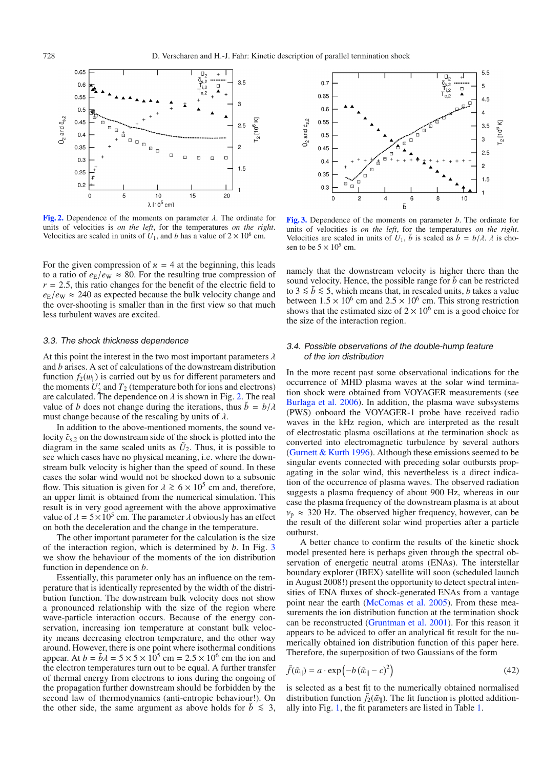**Fig. 2.** Dependence of the moments on parameter $\lambda$. The ordinate for units of velocities is *on the left*, for the temperatures *on the right*. Velocities are scaled in units of $U_1$, and $b$ has a value of $2 \times 10^6$ cm.

**Fig. 3.** Dependence of the moments on parameter $b$. The ordinate for units of velocities is *on the left*, for the temperatures *on the right*. Velocities are scaled in units of $U_1$, $\tilde{b}$ is scaled as $\tilde{b} = b/\lambda$. $\lambda$ is chosen to be $5 \times 10^5$ cm.

For the given compression of $\varkappa = 4$ at the beginning, this leads to a ratio of $e_\mathrm{E}/e_\mathrm{W} \approx 80$. For the resulting true compression of $r = 2.5$, this ratio changes for the benefit of the electric field to $e_\mathrm{E}/e_\mathrm{W} \approx 240$ as expected because the bulk velocity change and the over-shooting is smaller than in the first view so that much less turbulent waves are excited.

### 3.3. The shock thickness dependence

At this point the interest in the two most important parameters $\lambda$ and $b$ arises. A set of calculations of the downstream distribution function $f_2(w_\parallel)$ is carried out by us for different parameters and the moments $U_2'$ and $T_2$ (temperature both for ions and electrons) are calculated. The dependence on $\lambda$ is shown in Fig. 2. The real value of $b$ does not change during the iterations, thus $\tilde{b} = b/\lambda$ must change because of the rescaling by units of $\lambda$.

In addition to the above-mentioned moments, the sound velocity $\tilde{c}_{\mathrm{s},2}$ on the downstream side of the shock is plotted into the diagram in the same scaled units as $\tilde{U}_2$. Thus, it is possible to see which cases have no physical meaning, i.e. where the downstream bulk velocity is higher than the speed of sound. In these cases the solar wind would not be shocked down to a subsonic flow. This situation is given for $\lambda \gtrsim 6 \times 10^5$ cm and, therefore, an upper limit is obtained from the numerical simulation. This result is in very good agreement with the above approximative value of $\lambda = 5 \times 10^5$ cm. The parameter $\lambda$ obviously has an effect on both the deceleration and the change in the temperature.

The other important parameter for the calculation is the size of the interaction region, which is determined by $b$. In Fig. 3 we show the behaviour of the moments of the ion distribution function in dependence on $b$.

Essentially, this parameter only has an influence on the temperature that is identically represented by the width of the distribution function. The downstream bulk velocity does not show a pronounced relationship with the size of the region where wave-particle interaction occurs. Because of the energy conservation, increasing ion temperature at constant bulk velocity means decreasing electron temperature, and the other way around. However, there is one point where isothermal conditions appear. At $b = \tilde{b}\lambda = 5 \times 5 \times 10^5$ cm $= 2.5 \times 10^6$ cm the ion and the electron temperatures turn out to be equal. A further transfer of thermal energy from electrons to ions during the ongoing of the propagation further downstream should be forbidden by the second law of thermodynamics (anti-entropic behaviour!). On the other side, the same argument as above holds for $\tilde{b} \lesssim 3$, namely that the downstream velocity is higher there than the sound velocity. Hence, the possible range for $\tilde{b}$ can be restricted to $3 \lesssim \tilde{b} \lesssim 5$, which means that, in rescaled units, $b$ takes a value between $1.5 \times 10^6$ cm and $2.5 \times 10^6$ cm. This strong restriction shows that the estimated size of $2 \times 10^6$ cm is a good choice for the size of the interaction region.

### 3.4. Possible observations of the double-hump feature of the ion distribution

In the more recent past some observational indications for the occurrence of MHD plasma waves at the solar wind termination shock were obtained from VOYAGER measurements (see Burlaga et al. 2006). In addition, the plasma wave subsystems (PWS) onboard the VOYAGER-1 probe have received radio waves in the kHz region, which are interpreted as the result of electrostatic plasma oscillations at the termination shock as converted into electromagnetic turbulence by several authors (Gurnett & Kurth 1996). Although these emissions seemed to be singular events connected with preceding solar outbursts propagating in the solar wind, this nevertheless is a direct indication of the occurrence of plasma waves. The observed radiation suggests a plasma frequency of about 900 Hz, whereas in our case the plasma frequency of the downstream plasma is at about $\nu_\mathrm{p} \approx 320$ Hz. The observed higher frequency, however, can be the result of the different solar wind properties after a particle outburst.

A better chance to confirm the results of the kinetic shock model presented here is perhaps given through the spectral observation of energetic neutral atoms (ENAs). The interstellar boundary explorer (IBEX) satellite will soon (scheduled launch in August 2008!) present the opportunity to detect spectral intensities of ENA fluxes of shock-generated ENAs from a vantage point near the earth (McComas et al. 2005). From these measurements the ion distribution function at the termination shock can be reconstructed (Gruntman et al. 2001). For this reason it appears to be adviced to offer an analytical fit result for the numerically obtained ion distribution function of this paper here. Therefore, the superposition of two Gaussians of the form

$$\tilde{f}(\tilde{w}_\parallel) = a \cdot \exp\left(-b\left(\tilde{w}_\parallel - c\right)^2\right) \tag{42}$$

is selected as a best fit to the numerically obtained normalised distribution function $\tilde{f}_2(\tilde{w}_\parallel)$. The fit function is plotted additionally into Fig. 1, the fit parameters are listed in Table 1.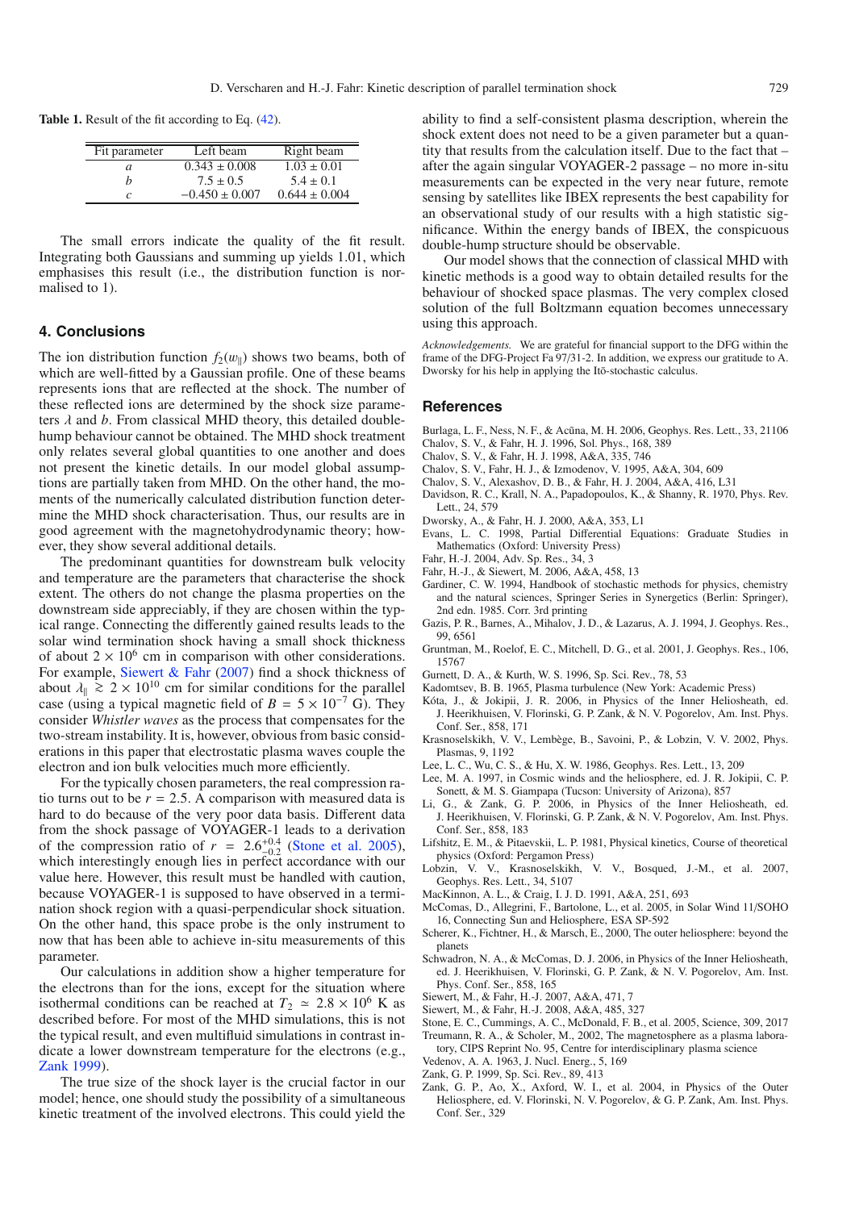**Table 1.** Result of the fit according to Eq. (42).

| Fit parameter | Left beam | Right beam |
|---|---|---|
| $a$ | $0.343 \pm 0.008$ | $1.03 \pm 0.01$ |
| $b$ | $7.5 \pm 0.5$ | $5.4 \pm 0.1$ |
| $c$ | $-0.450 \pm 0.007$ | $0.644 \pm 0.004$ |

The small errors indicate the quality of the fit result. Integrating both Gaussians and summing up yields 1.01, which emphasises this result (i.e., the distribution function is normalised to 1).

## 4. Conclusions

The ion distribution function $f_2(w_\parallel)$ shows two beams, both of which are well-fitted by a Gaussian profile. One of these beams represents ions that are reflected at the shock. The number of these reflected ions are determined by the shock size parameters $\lambda$ and $b$. From classical MHD theory, this detailed double-hump behaviour cannot be obtained. The MHD shock treatment only relates several global quantities to one another and does not present the kinetic details. In our model global assumptions are partially taken from MHD. On the other hand, the moments of the numerically calculated distribution function determine the MHD shock characterisation. Thus, our results are in good agreement with the magnetohydrodynamic theory; however, they show several additional details.

The predominant quantities for downstream bulk velocity and temperature are the parameters that characterise the shock extent. The others do not change the plasma properties on the downstream side appreciably, if they are chosen within the typical range. Connecting the differently gained results leads to the solar wind termination shock having a small shock thickness of about $2 \times 10^6$ cm in comparison with other considerations. For example, Siewert & Fahr (2007) find a shock thickness of about $\lambda_\parallel \gtrsim 2 \times 10^{10}$ cm for similar conditions for the parallel case (using a typical magnetic field of $B = 5 \times 10^{-7}$ G). They consider *Whistler waves* as the process that compensates for the two-stream instability. It is, however, obvious from basic considerations in this paper that electrostatic plasma waves couple the electron and ion bulk velocities much more efficiently.

For the typically chosen parameters, the real compression ratio turns out to be $r = 2.5$. A comparison with measured data is hard to do because of the very poor data basis. Different data from the shock passage of VOYAGER-1 leads to a derivation of the compression ratio of $r = 2.6^{+0.4}_{-0.2}$ (Stone et al. 2005), which interestingly enough lies in perfect accordance with our value here. However, this result must be handled with caution, because VOYAGER-1 is supposed to have observed in a termination shock region with a quasi-perpendicular shock situation. On the other hand, this space probe is the only instrument to now that has been able to achieve in-situ measurements of this parameter.

Our calculations in addition show a higher temperature for the electrons than for the ions, except for the situation where isothermal conditions can be reached at $T_2 \simeq 2.8 \times 10^6$ K as described before. For most of the MHD simulations, this is not the typical result, and even multifluid simulations in contrast indicate a lower downstream temperature for the electrons (e.g., Zank 1999).

The true size of the shock layer is the crucial factor in our model; hence, one should study the possibility of a simultaneous kinetic treatment of the involved electrons. This could yield the ability to find a self-consistent plasma description, wherein the shock extent does not need to be a given parameter but a quantity that results from the calculation itself. Due to the fact that – after the again singular VOYAGER-2 passage – no more in-situ measurements can be expected in the very near future, remote sensing by satellites like IBEX represents the best capability for an observational study of our results with a high statistic significance. Within the energy bands of IBEX, the conspicuous double-hump structure should be observable.

Our model shows that the connection of classical MHD with kinetic methods is a good way to obtain detailed results for the behaviour of shocked space plasmas. The very complex closed solution of the full Boltzmann equation becomes unnecessary using this approach.

*Acknowledgements.* We are grateful for financial support to the DFG within the frame of the DFG-Project Fa 97/31-2. In addition, we express our gratitude to A. Dworsky for his help in applying the Itō-stochastic calculus.

## References

Burlaga, L. F., Ness, N. F., & Acũna, M. H. 2006, Geophys. Res. Lett., 33, 21106
Chalov, S. V., & Fahr, H. J. 1996, Sol. Phys., 168, 389
Chalov, S. V., & Fahr, H. J. 1998, A&A, 335, 746
Chalov, S. V., Fahr, H. J., & Izmodenov, V. 1995, A&A, 304, 609
Chalov, S. V., Alexashov, D. B., & Fahr, H. J. 2004, A&A, 416, L31
Davidson, R. C., Krall, N. A., Papadopoulos, K., & Shanny, R. 1970, Phys. Rev. Lett., 24, 579
Dworsky, A., & Fahr, H. J. 2000, A&A, 353, L1
Evans, L. C. 1998, Partial Differential Equations: Graduate Studies in Mathematics (Oxford: Oxford University Press)
Fahr, H.-J. 2004, Adv. Sp. Res., 34, 3
Fahr, H.-J., & Siewert, M. 2006, A&A, 458, 13
Gardiner, C. W. 1994, Handbook of stochastic methods for physics, chemistry and the natural sciences, Springer Series in Synergetics (Berlin: Springer), 2nd edn. 1985. Corr. 3rd printing
Gazis, P. R., Barnes, A., Mihalov, J. D., & Lazarus, A. J. 1994, J. Geophys. Res., 99, 6561
Gruntman, M., Roelof, E. C., Mitchell, D. G., et al. 2001, J. Geophys. Res., 106, 15767
Gurnett, D. A., & Kurth, W. S. 1996, Sp. Sci. Rev., 78, 53
Kadomtsev, B. B. 1965, Plasma turbulence (New York: Academic Press)
Kóta, J., & Jokipii, J. R. 2006, in Physics of the Inner Heliosheath, ed. J. Heerikhuisen, V. Florinski, G. P. Zank, & N. V. Pogorelov, Am. Inst. Phys. Conf. Ser., 858, 171
Krasnoselskikh, V. V., Lembège, B., Savoini, P., & Lobzin, V. V. 2002, Phys. Plasmas, 9, 1192
Lee, L. C., Wu, C. S., & Hu, X. W. 1986, Geophys. Res. Lett., 13, 209
Lee, M. A. 1997, in Cosmic winds and the heliosphere, ed. J. R. Jokipii, C. P. Sonett, & M. S. Giampapa (Tucson: University of Arizona), 857
Li, G., & Zank, G. P. 2006, in Physics of the Inner Heliosheath, ed. J. Heerikhuisen, V. Florinski, G. P. Zank, & N. V. Pogorelov, Am. Inst. Phys. Conf. Ser., 858, 183
Lifshitz, E. M., & Pitaevskii, L. P. 1981, Physical kinetics, Course of theoretical physics (Oxford: Pergamon Press)
Lobzin, V. V., Krasnoselskikh, V. V., Bosqued, J.-M., et al. 2007, Geophys. Res. Lett., 34, 5107
MacKinnon, A. L., & Craig, I. J. D. 1991, A&A, 251, 693
McComas, D., Allegrini, F., Bartolone, L., et al. 2005, in Solar Wind 11/SOHO 16, Connecting Sun and Heliosphere, ESA SP-592
Scherer, K., Fichtner, H., & Marsch, E., 2000, The outer heliosphere: beyond the planets
Schwadron, N. A., & McComas, D. J. 2006, in Physics of the Inner Heliosheath, ed. J. Heerikhuisen, V. Florinski, G. P. Zank, & N. V. Pogorelov, Am. Inst. Phys. Conf. Ser., 858, 165
Siewert, M., & Fahr, H.-J. 2007, A&A, 471, 7
Siewert, M., & Fahr, H.-J. 2008, A&A, 485, 327
Stone, E. C., Cummings, A. C., McDonald, F. B., et al. 2005, Science, 309, 2017
Treumann, R. A., & Scholer, M., 2002, The magnetosphere as a plasma laboratory, CIPS Reprint No. 95, Centre for interdisciplinary plasma science
Vedenov, A. A. 1963, J. Nucl. Energ., 5, 169
Zank, G. P. 1999, Sp. Sci. Rev., 89, 413
Zank, G. P., Ao, X., Axford, W. I., et al. 2004, in Physics of the Outer Heliosphere, ed. V. Florinski, N. V. Pogorelov, & G. P. Zank, Am. Inst. Phys. Conf. Ser., 329